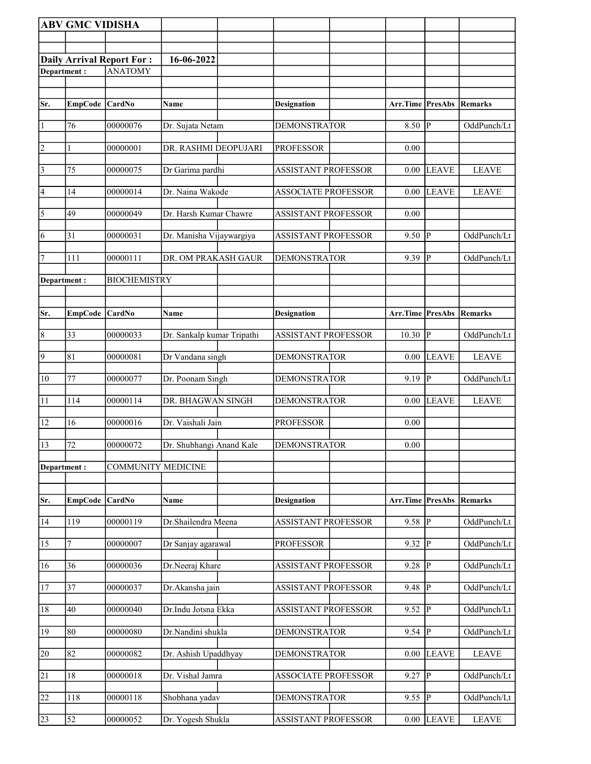**ABV GMC VIDISHA**

**Daily Arrival Report For :** **16-06-2022**

**Department :** ANATOMY

| Sr. | EmpCode | CardNo | Name | Designation | Arr.Time | PresAbs | Remarks |
|---|---|---|---|---|---|---|---|
| 1 | 76 | 00000076 | Dr. Sujata Netam | DEMONSTRATOR | 8.50 | P | OddPunch/Lt |
| 2 | 1 | 00000001 | DR. RASHMI DEOPUJARI | PROFESSOR | 0.00 | | |
| 3 | 75 | 00000075 | Dr Garima pardhi | ASSISTANT PROFESSOR | 0.00 | LEAVE | LEAVE |
| 4 | 14 | 00000014 | Dr. Naina Wakode | ASSOCIATE PROFESSOR | 0.00 | LEAVE | LEAVE |
| 5 | 49 | 00000049 | Dr. Harsh Kumar Chawre | ASSISTANT PROFESSOR | 0.00 | | |
| 6 | 31 | 00000031 | Dr. Manisha Vijaywargiya | ASSISTANT PROFESSOR | 9.50 | P | OddPunch/Lt |
| 7 | 111 | 00000111 | DR. OM PRAKASH GAUR | DEMONSTRATOR | 9.39 | P | OddPunch/Lt |

**Department :** BIOCHEMISTRY

| Sr. | EmpCode | CardNo | Name | Designation | Arr.Time | PresAbs | Remarks |
|---|---|---|---|---|---|---|---|
| 8 | 33 | 00000033 | Dr. Sankalp kumar Tripathi | ASSISTANT PROFESSOR | 10.30 | P | OddPunch/Lt |
| 9 | 81 | 00000081 | Dr Vandana singh | DEMONSTRATOR | 0.00 | LEAVE | LEAVE |
| 10 | 77 | 00000077 | Dr. Poonam Singh | DEMONSTRATOR | 9.19 | P | OddPunch/Lt |
| 11 | 114 | 00000114 | DR. BHAGWAN SINGH | DEMONSTRATOR | 0.00 | LEAVE | LEAVE |
| 12 | 16 | 00000016 | Dr. Vaishali Jain | PROFESSOR | 0.00 | | |
| 13 | 72 | 00000072 | Dr. Shubhangi Anand Kale | DEMONSTRATOR | 0.00 | | |

**Department :** COMMUNITY MEDICINE

| Sr. | EmpCode | CardNo | Name | Designation | Arr.Time | PresAbs | Remarks |
|---|---|---|---|---|---|---|---|
| 14 | 119 | 00000119 | Dr.Shailendra Meena | ASSISTANT PROFESSOR | 9.58 | P | OddPunch/Lt |
| 15 | 7 | 00000007 | Dr Sanjay agarawal | PROFESSOR | 9.32 | P | OddPunch/Lt |
| 16 | 36 | 00000036 | Dr.Neeraj Khare | ASSISTANT PROFESSOR | 9.28 | P | OddPunch/Lt |
| 17 | 37 | 00000037 | Dr.Akansha jain | ASSISTANT PROFESSOR | 9.48 | P | OddPunch/Lt |
| 18 | 40 | 00000040 | Dr.Indu Jotsna Ekka | ASSISTANT PROFESSOR | 9.52 | P | OddPunch/Lt |
| 19 | 80 | 00000080 | Dr.Nandini shukla | DEMONSTRATOR | 9.54 | P | OddPunch/Lt |
| 20 | 82 | 00000082 | Dr. Ashish Upaddhyay | DEMONSTRATOR | 0.00 | LEAVE | LEAVE |
| 21 | 18 | 00000018 | Dr. Vishal Jamra | ASSOCIATE PROFESSOR | 9.27 | P | OddPunch/Lt |
| 22 | 118 | 00000118 | Shobhana yadav | DEMONSTRATOR | 9.55 | P | OddPunch/Lt |
| 23 | 52 | 00000052 | Dr. Yogesh Shukla | ASSISTANT PROFESSOR | 0.00 | LEAVE | LEAVE |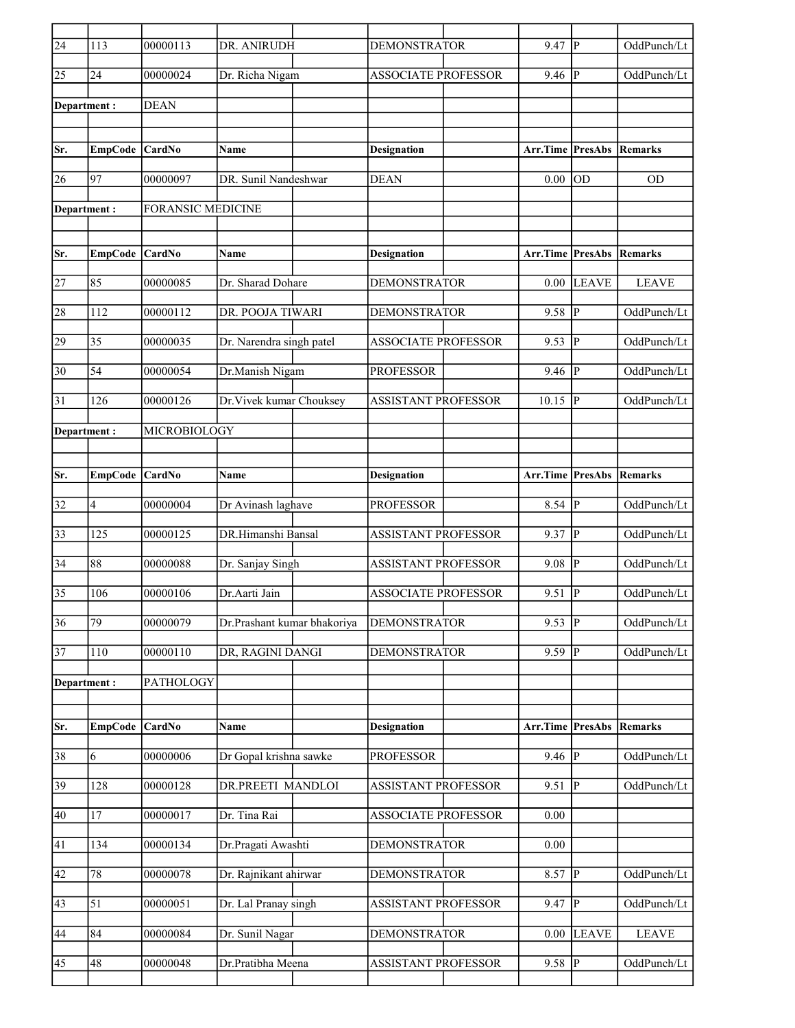| Sr. | EmpCode | CardNo | Name | Designation | Arr.Time | PresAbs | Remarks |
|---|---|---|---|---|---|---|---|
| 24 | 113 | 00000113 | DR. ANIRUDH | DEMONSTRATOR | 9.47 | P | OddPunch/Lt |
| 25 | 24 | 00000024 | Dr. Richa Nigam | ASSOCIATE PROFESSOR | 9.46 | P | OddPunch/Lt |

**Department :** DEAN

| Sr. | EmpCode | CardNo | Name | Designation | Arr.Time | PresAbs | Remarks |
|---|---|---|---|---|---|---|---|
| 26 | 97 | 00000097 | DR. Sunil Nandeshwar | DEAN | 0.00 | OD | OD |

**Department :** FORANSIC MEDICINE

| Sr. | EmpCode | CardNo | Name | Designation | Arr.Time | PresAbs | Remarks |
|---|---|---|---|---|---|---|---|
| 27 | 85 | 00000085 | Dr. Sharad Dohare | DEMONSTRATOR | 0.00 | LEAVE | LEAVE |
| 28 | 112 | 00000112 | DR. POOJA TIWARI | DEMONSTRATOR | 9.58 | P | OddPunch/Lt |
| 29 | 35 | 00000035 | Dr. Narendra singh patel | ASSOCIATE PROFESSOR | 9.53 | P | OddPunch/Lt |
| 30 | 54 | 00000054 | Dr.Manish Nigam | PROFESSOR | 9.46 | P | OddPunch/Lt |
| 31 | 126 | 00000126 | Dr.Vivek kumar Chouksey | ASSISTANT PROFESSOR | 10.15 | P | OddPunch/Lt |

**Department :** MICROBIOLOGY

| Sr. | EmpCode | CardNo | Name | Designation | Arr.Time | PresAbs | Remarks |
|---|---|---|---|---|---|---|---|
| 32 | 4 | 00000004 | Dr Avinash laghave | PROFESSOR | 8.54 | P | OddPunch/Lt |
| 33 | 125 | 00000125 | DR.Himanshi Bansal | ASSISTANT PROFESSOR | 9.37 | P | OddPunch/Lt |
| 34 | 88 | 00000088 | Dr. Sanjay Singh | ASSISTANT PROFESSOR | 9.08 | P | OddPunch/Lt |
| 35 | 106 | 00000106 | Dr.Aarti Jain | ASSOCIATE PROFESSOR | 9.51 | P | OddPunch/Lt |
| 36 | 79 | 00000079 | Dr.Prashant kumar bhakoriya | DEMONSTRATOR | 9.53 | P | OddPunch/Lt |
| 37 | 110 | 00000110 | DR, RAGINI DANGI | DEMONSTRATOR | 9.59 | P | OddPunch/Lt |

**Department :** PATHOLOGY

| Sr. | EmpCode | CardNo | Name | Designation | Arr.Time | PresAbs | Remarks |
|---|---|---|---|---|---|---|---|
| 38 | 6 | 00000006 | Dr Gopal krishna sawke | PROFESSOR | 9.46 | P | OddPunch/Lt |
| 39 | 128 | 00000128 | DR.PREETI MANDLOI | ASSISTANT PROFESSOR | 9.51 | P | OddPunch/Lt |
| 40 | 17 | 00000017 | Dr. Tina Rai | ASSOCIATE PROFESSOR | 0.00 | | |
| 41 | 134 | 00000134 | Dr.Pragati Awashti | DEMONSTRATOR | 0.00 | | |
| 42 | 78 | 00000078 | Dr. Rajnikant ahirwar | DEMONSTRATOR | 8.57 | P | OddPunch/Lt |
| 43 | 51 | 00000051 | Dr. Lal Pranay singh | ASSISTANT PROFESSOR | 9.47 | P | OddPunch/Lt |
| 44 | 84 | 00000084 | Dr. Sunil Nagar | DEMONSTRATOR | 0.00 | LEAVE | LEAVE |
| 45 | 48 | 00000048 | Dr.Pratibha Meena | ASSISTANT PROFESSOR | 9.58 | P | OddPunch/Lt |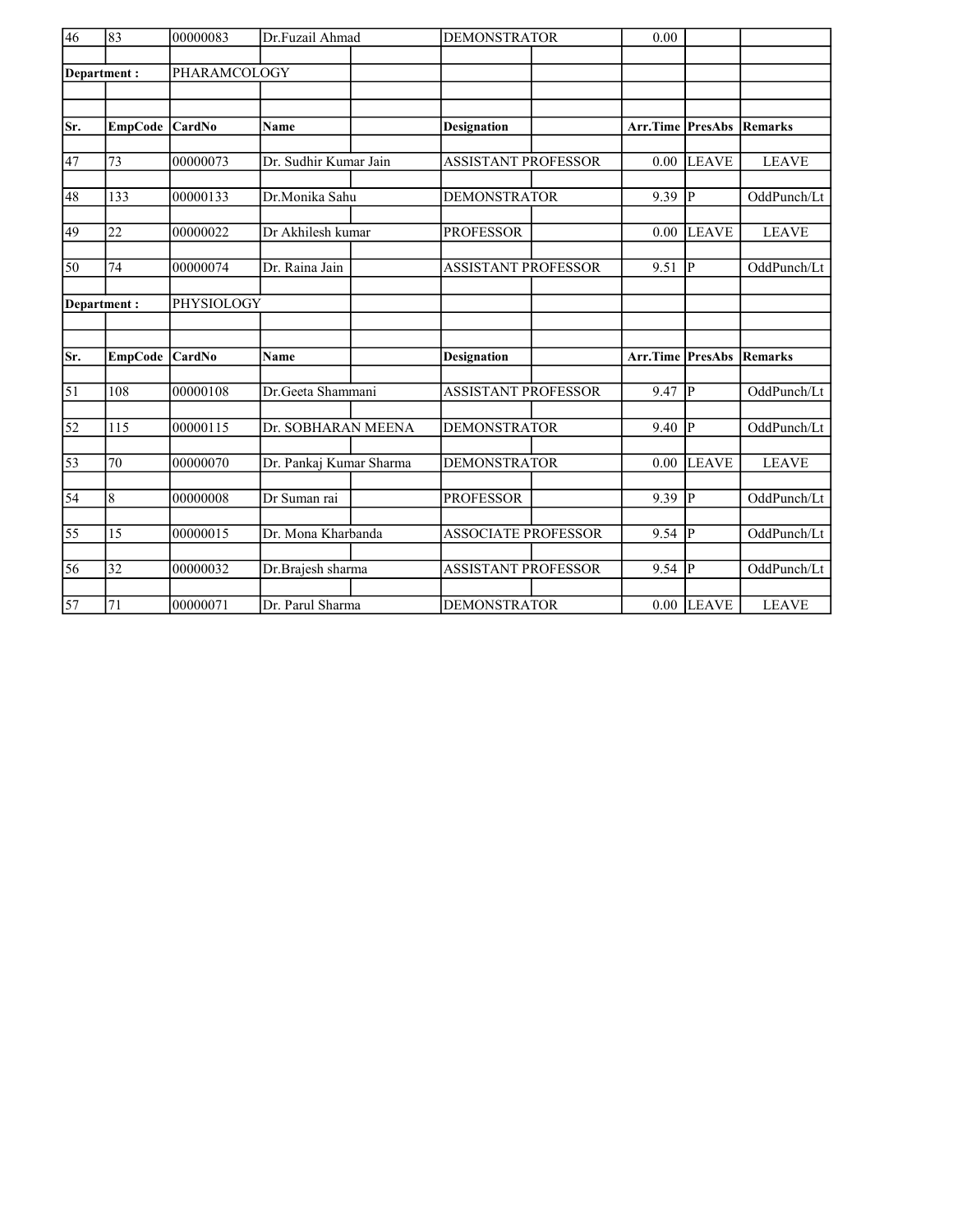| | | | | | | | |
|---|---|---|---|---|---|---|---|
| 46 | 83 | 00000083 | Dr.Fuzail Ahmad | DEMONSTRATOR | 0.00 | | |
| **Department :** | | PHARAMCOLOGY | | | | | |
| **Sr.** | **EmpCode** | **CardNo** | **Name** | **Designation** | **Arr.Time** | **PresAbs** | **Remarks** |
| 47 | 73 | 00000073 | Dr. Sudhir Kumar Jain | ASSISTANT PROFESSOR | 0.00 | LEAVE | LEAVE |
| 48 | 133 | 00000133 | Dr.Monika Sahu | DEMONSTRATOR | 9.39 | P | OddPunch/Lt |
| 49 | 22 | 00000022 | Dr Akhilesh kumar | PROFESSOR | 0.00 | LEAVE | LEAVE |
| 50 | 74 | 00000074 | Dr. Raina Jain | ASSISTANT PROFESSOR | 9.51 | P | OddPunch/Lt |
| **Department :** | | PHYSIOLOGY | | | | | |
| **Sr.** | **EmpCode** | **CardNo** | **Name** | **Designation** | **Arr.Time** | **PresAbs** | **Remarks** |
| 51 | 108 | 00000108 | Dr.Geeta Shammani | ASSISTANT PROFESSOR | 9.47 | P | OddPunch/Lt |
| 52 | 115 | 00000115 | Dr. SOBHARAN MEENA | DEMONSTRATOR | 9.40 | P | OddPunch/Lt |
| 53 | 70 | 00000070 | Dr. Pankaj Kumar Sharma | DEMONSTRATOR | 0.00 | LEAVE | LEAVE |
| 54 | 8 | 00000008 | Dr Suman rai | PROFESSOR | 9.39 | P | OddPunch/Lt |
| 55 | 15 | 00000015 | Dr. Mona Kharbanda | ASSOCIATE PROFESSOR | 9.54 | P | OddPunch/Lt |
| 56 | 32 | 00000032 | Dr.Brajesh sharma | ASSISTANT PROFESSOR | 9.54 | P | OddPunch/Lt |
| 57 | 71 | 00000071 | Dr. Parul Sharma | DEMONSTRATOR | 0.00 | LEAVE | LEAVE |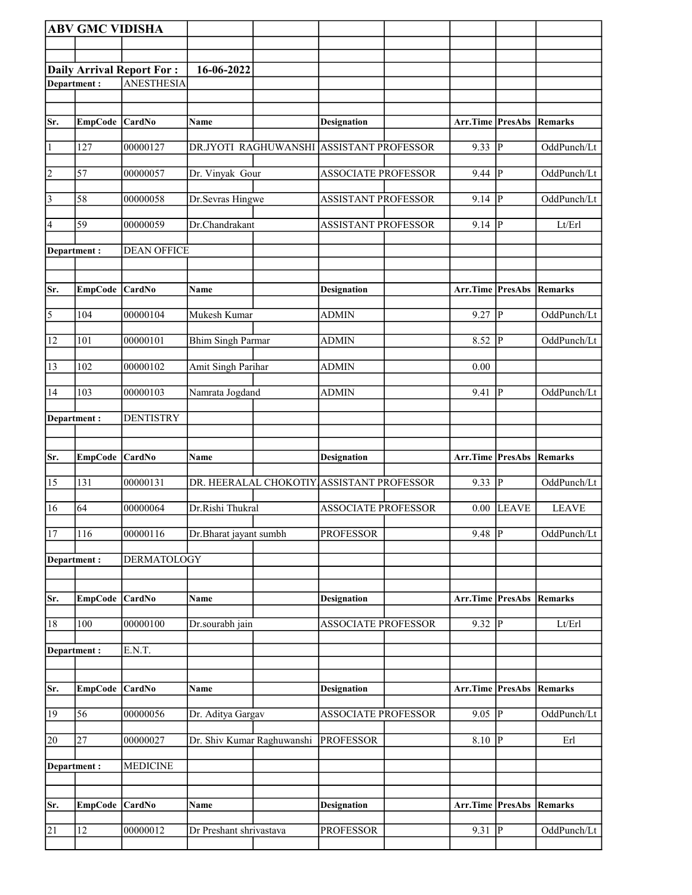**ABV GMC VIDISHA**

**Daily Arrival Report For : 16-06-2022**

**Department :** ANESTHESIA

| Sr. | EmpCode | CardNo | Name | Designation | Arr.Time | PresAbs | Remarks |
|---|---|---|---|---|---|---|---|
| 1 | 127 | 00000127 | DR.JYOTI RAGHUWANSHI | ASSISTANT PROFESSOR | 9.33 | P | OddPunch/Lt |
| 2 | 57 | 00000057 | Dr. Vinyak Gour | ASSOCIATE PROFESSOR | 9.44 | P | OddPunch/Lt |
| 3 | 58 | 00000058 | Dr.Sevras Hingwe | ASSISTANT PROFESSOR | 9.14 | P | OddPunch/Lt |
| 4 | 59 | 00000059 | Dr.Chandrakant | ASSISTANT PROFESSOR | 9.14 | P | Lt/Erl |

**Department :** DEAN OFFICE

| Sr. | EmpCode | CardNo | Name | Designation | Arr.Time | PresAbs | Remarks |
|---|---|---|---|---|---|---|---|
| 5 | 104 | 00000104 | Mukesh Kumar | ADMIN | 9.27 | P | OddPunch/Lt |
| 12 | 101 | 00000101 | Bhim Singh Parmar | ADMIN | 8.52 | P | OddPunch/Lt |
| 13 | 102 | 00000102 | Amit Singh Parihar | ADMIN | 0.00 | | |
| 14 | 103 | 00000103 | Namrata Jogdand | ADMIN | 9.41 | P | OddPunch/Lt |

**Department :** DENTISTRY

| Sr. | EmpCode | CardNo | Name | Designation | Arr.Time | PresAbs | Remarks |
|---|---|---|---|---|---|---|---|
| 15 | 131 | 00000131 | DR. HEERALAL CHOKOTIY | ASSISTANT PROFESSOR | 9.33 | P | OddPunch/Lt |
| 16 | 64 | 00000064 | Dr.Rishi Thukral | ASSOCIATE PROFESSOR | 0.00 | LEAVE | LEAVE |
| 17 | 116 | 00000116 | Dr.Bharat jayant sumbh | PROFESSOR | 9.48 | P | OddPunch/Lt |

**Department :** DERMATOLOGY

| Sr. | EmpCode | CardNo | Name | Designation | Arr.Time | PresAbs | Remarks |
|---|---|---|---|---|---|---|---|
| 18 | 100 | 00000100 | Dr.sourabh jain | ASSOCIATE PROFESSOR | 9.32 | P | Lt/Erl |

**Department :** E.N.T.

| Sr. | EmpCode | CardNo | Name | Designation | Arr.Time | PresAbs | Remarks |
|---|---|---|---|---|---|---|---|
| 19 | 56 | 00000056 | Dr. Aditya Gargav | ASSOCIATE PROFESSOR | 9.05 | P | OddPunch/Lt |
| 20 | 27 | 00000027 | Dr. Shiv Kumar Raghuwanshi | PROFESSOR | 8.10 | P | Erl |

**Department :** MEDICINE

| Sr. | EmpCode | CardNo | Name | Designation | Arr.Time | PresAbs | Remarks |
|---|---|---|---|---|---|---|---|
| 21 | 12 | 00000012 | Dr Preshant shrivastava | PROFESSOR | 9.31 | P | OddPunch/Lt |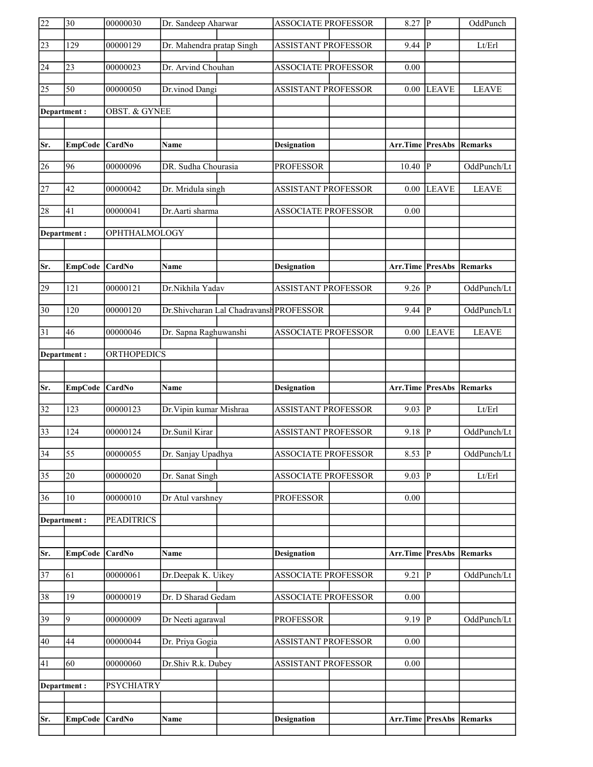| Sr. | EmpCode | CardNo | Name | Designation | Arr.Time | PresAbs | Remarks |
|---|---|---|---|---|---|---|---|
| 22 | 30 | 00000030 | Dr. Sandeep Aharwar | ASSOCIATE PROFESSOR | 8.27 | P | OddPunch |
| 23 | 129 | 00000129 | Dr. Mahendra pratap Singh | ASSISTANT PROFESSOR | 9.44 | P | Lt/Erl |
| 24 | 23 | 00000023 | Dr. Arvind Chouhan | ASSOCIATE PROFESSOR | 0.00 | | |
| 25 | 50 | 00000050 | Dr.vinod Dangi | ASSISTANT PROFESSOR | 0.00 | LEAVE | LEAVE |

**Department :** OBST. & GYNEE

| Sr. | EmpCode | CardNo | Name | Designation | Arr.Time | PresAbs | Remarks |
|---|---|---|---|---|---|---|---|
| 26 | 96 | 00000096 | DR. Sudha Chourasia | PROFESSOR | 10.40 | P | OddPunch/Lt |
| 27 | 42 | 00000042 | Dr. Mridula singh | ASSISTANT PROFESSOR | 0.00 | LEAVE | LEAVE |
| 28 | 41 | 00000041 | Dr.Aarti sharma | ASSOCIATE PROFESSOR | 0.00 | | |

**Department :** OPHTHALMOLOGY

| Sr. | EmpCode | CardNo | Name | Designation | Arr.Time | PresAbs | Remarks |
|---|---|---|---|---|---|---|---|
| 29 | 121 | 00000121 | Dr.Nikhila Yadav | ASSISTANT PROFESSOR | 9.26 | P | OddPunch/Lt |
| 30 | 120 | 00000120 | Dr.Shivcharan Lal Chadravansh | PROFESSOR | 9.44 | P | OddPunch/Lt |
| 31 | 46 | 00000046 | Dr. Sapna Raghuwanshi | ASSOCIATE PROFESSOR | 0.00 | LEAVE | LEAVE |

**Department :** ORTHOPEDICS

| Sr. | EmpCode | CardNo | Name | Designation | Arr.Time | PresAbs | Remarks |
|---|---|---|---|---|---|---|---|
| 32 | 123 | 00000123 | Dr.Vipin kumar Mishraa | ASSISTANT PROFESSOR | 9.03 | P | Lt/Erl |
| 33 | 124 | 00000124 | Dr.Sunil Kirar | ASSISTANT PROFESSOR | 9.18 | P | OddPunch/Lt |
| 34 | 55 | 00000055 | Dr. Sanjay Upadhya | ASSOCIATE PROFESSOR | 8.53 | P | OddPunch/Lt |
| 35 | 20 | 00000020 | Dr. Sanat Singh | ASSOCIATE PROFESSOR | 9.03 | P | Lt/Erl |
| 36 | 10 | 00000010 | Dr Atul varshney | PROFESSOR | 0.00 | | |

**Department :** PEADITRICS

| Sr. | EmpCode | CardNo | Name | Designation | Arr.Time | PresAbs | Remarks |
|---|---|---|---|---|---|---|---|
| 37 | 61 | 00000061 | Dr.Deepak K. Uikey | ASSOCIATE PROFESSOR | 9.21 | P | OddPunch/Lt |
| 38 | 19 | 00000019 | Dr. D Sharad Gedam | ASSOCIATE PROFESSOR | 0.00 | | |
| 39 | 9 | 00000009 | Dr Neeti agarawal | PROFESSOR | 9.19 | P | OddPunch/Lt |
| 40 | 44 | 00000044 | Dr. Priya Gogia | ASSISTANT PROFESSOR | 0.00 | | |
| 41 | 60 | 00000060 | Dr.Shiv R.k. Dubey | ASSISTANT PROFESSOR | 0.00 | | |

**Department :** PSYCHIATRY

| Sr. | EmpCode | CardNo | Name | Designation | Arr.Time | PresAbs | Remarks |
|---|---|---|---|---|---|---|---|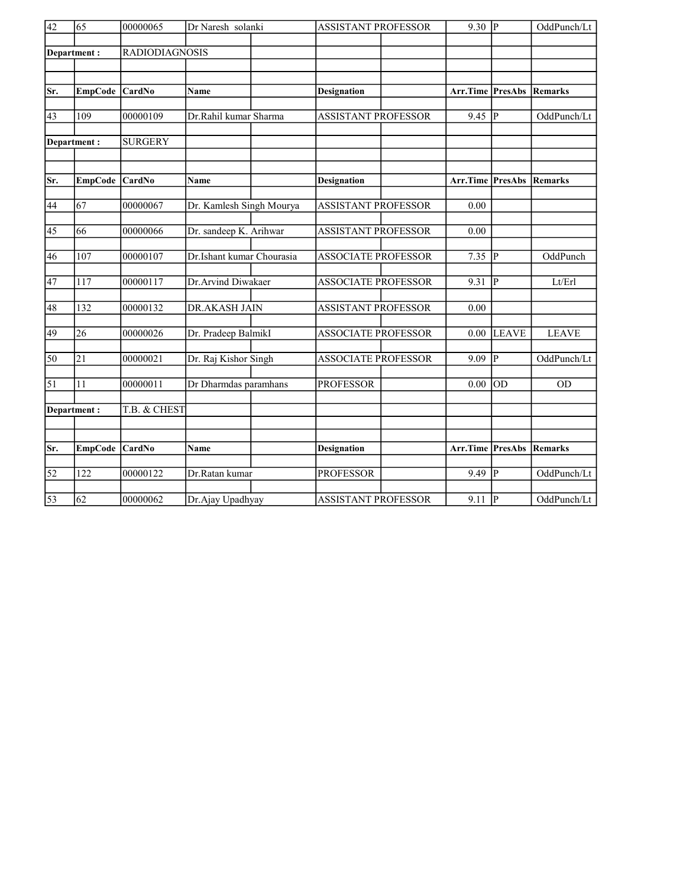| Sr. | EmpCode | CardNo | Name | Designation | Arr.Time | PresAbs | Remarks |
|---|---|---|---|---|---|---|---|
| 42 | 65 | 00000065 | Dr Naresh solanki | ASSISTANT PROFESSOR | 9.30 | P | OddPunch/Lt |

**Department :** RADIODIAGNOSIS

| Sr. | EmpCode | CardNo | Name | Designation | Arr.Time | PresAbs | Remarks |
|---|---|---|---|---|---|---|---|
| 43 | 109 | 00000109 | Dr.Rahil kumar Sharma | ASSISTANT PROFESSOR | 9.45 | P | OddPunch/Lt |

**Department :** SURGERY

| Sr. | EmpCode | CardNo | Name | Designation | Arr.Time | PresAbs | Remarks |
|---|---|---|---|---|---|---|---|
| 44 | 67 | 00000067 | Dr. Kamlesh Singh Mourya | ASSISTANT PROFESSOR | 0.00 | | |
| 45 | 66 | 00000066 | Dr. sandeep K. Arihwar | ASSISTANT PROFESSOR | 0.00 | | |
| 46 | 107 | 00000107 | Dr.Ishant kumar Chourasia | ASSOCIATE PROFESSOR | 7.35 | P | OddPunch |
| 47 | 117 | 00000117 | Dr.Arvind Diwakaer | ASSOCIATE PROFESSOR | 9.31 | P | Lt/Erl |
| 48 | 132 | 00000132 | DR.AKASH JAIN | ASSISTANT PROFESSOR | 0.00 | | |
| 49 | 26 | 00000026 | Dr. Pradeep BalmikI | ASSOCIATE PROFESSOR | 0.00 | LEAVE | LEAVE |
| 50 | 21 | 00000021 | Dr. Raj Kishor Singh | ASSOCIATE PROFESSOR | 9.09 | P | OddPunch/Lt |
| 51 | 11 | 00000011 | Dr Dharmdas paramhans | PROFESSOR | 0.00 | OD | OD |

**Department :** T.B. & CHEST

| Sr. | EmpCode | CardNo | Name | Designation | Arr.Time | PresAbs | Remarks |
|---|---|---|---|---|---|---|---|
| 52 | 122 | 00000122 | Dr.Ratan kumar | PROFESSOR | 9.49 | P | OddPunch/Lt |
| 53 | 62 | 00000062 | Dr.Ajay Upadhyay | ASSISTANT PROFESSOR | 9.11 | P | OddPunch/Lt |